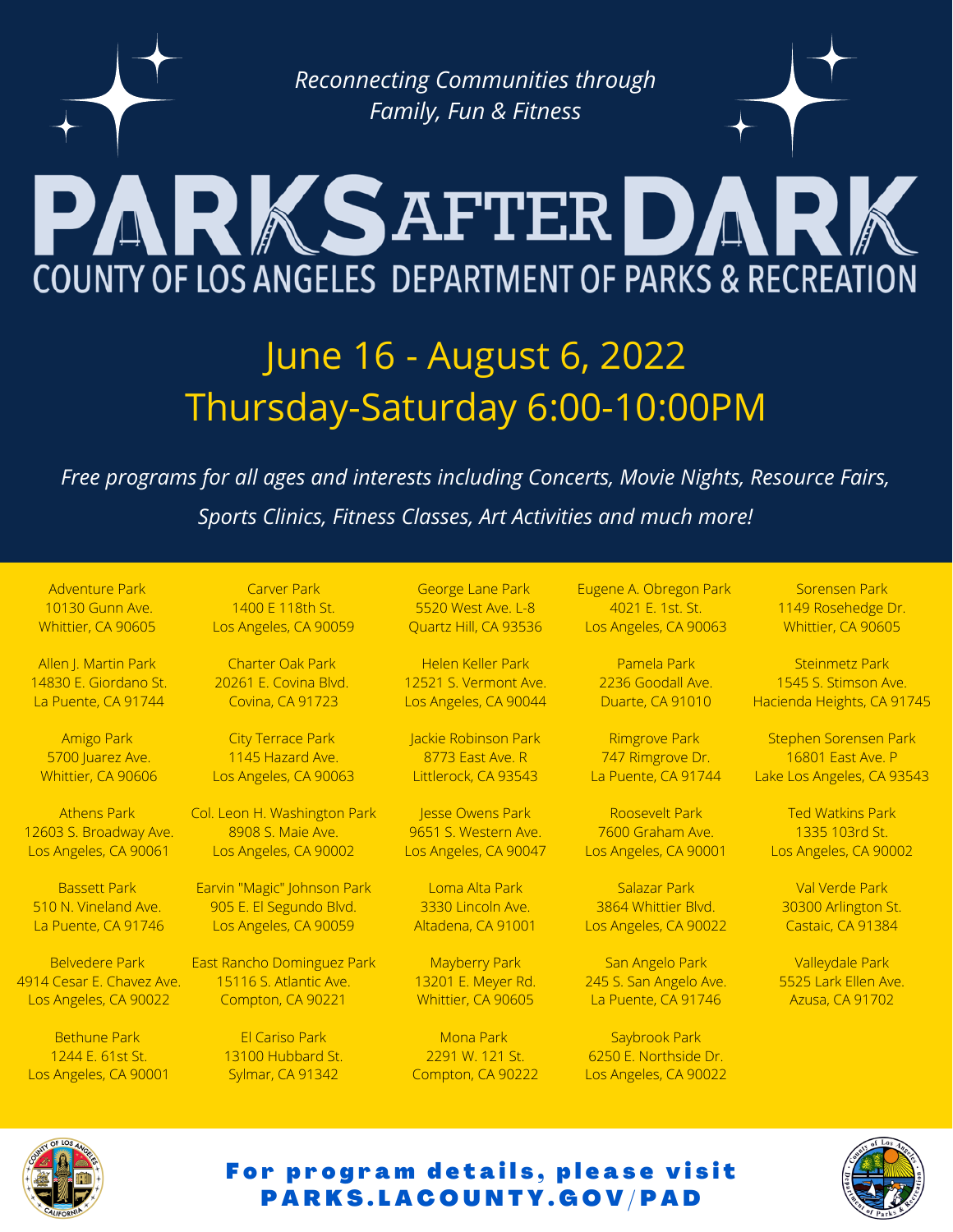*Reconnecting Communities through Family, Fun & Fitness*

# PARKS AFTER DARK

## COUNTY OF LOS ANGELES DEPARTMENT OF PARKS & RECREATION

## June 16 - August 6, 2022
## Thursday-Saturday 6:00-10:00PM

*Free programs for all ages and interests including Concerts, Movie Nights, Resource Fairs, Sports Clinics, Fitness Classes, Art Activities and much more!*

Adventure Park
10130 Gunn Ave.
Whittier, CA 90605

Allen J. Martin Park
14830 E. Giordano St.
La Puente, CA 91744

Amigo Park
5700 Juarez Ave.
Whittier, CA 90606

Athens Park
12603 S. Broadway Ave.
Los Angeles, CA 90061

Bassett Park
510 N. Vineland Ave.
La Puente, CA 91746

Belvedere Park
4914 Cesar E. Chavez Ave.
Los Angeles, CA 90022

Bethune Park
1244 E. 61st St.
Los Angeles, CA 90001

Carver Park
1400 E 118th St.
Los Angeles, CA 90059

Charter Oak Park
20261 E. Covina Blvd.
Covina, CA 91723

City Terrace Park
1145 Hazard Ave.
Los Angeles, CA 90063

Col. Leon H. Washington Park
8908 S. Maie Ave.
Los Angeles, CA 90002

Earvin "Magic" Johnson Park
905 E. El Segundo Blvd.
Los Angeles, CA 90059

East Rancho Dominguez Park
15116 S. Atlantic Ave.
Compton, CA 90221

El Cariso Park
13100 Hubbard St.
Sylmar, CA 91342

George Lane Park
5520 West Ave. L-8
Quartz Hill, CA 93536

Helen Keller Park
12521 S. Vermont Ave.
Los Angeles, CA 90044

Jackie Robinson Park
8773 East Ave. R
Littlerock, CA 93543

Jesse Owens Park
9651 S. Western Ave.
Los Angeles, CA 90047

Loma Alta Park
3330 Lincoln Ave.
Altadena, CA 91001

Mayberry Park
13201 E. Meyer Rd.
Whittier, CA 90605

Mona Park
2291 W. 121 St.
Compton, CA 90222

Eugene A. Obregon Park
4021 E. 1st. St.
Los Angeles, CA 90063

Pamela Park
2236 Goodall Ave.
Duarte, CA 91010

Rimgrove Park
747 Rimgrove Dr.
La Puente, CA 91744

Roosevelt Park
7600 Graham Ave.
Los Angeles, CA 90001

Salazar Park
3864 Whittier Blvd.
Los Angeles, CA 90022

San Angelo Park
245 S. San Angelo Ave.
La Puente, CA 91746

Saybrook Park
6250 E. Northside Dr.
Los Angeles, CA 90022

Sorensen Park
1149 Rosehedge Dr.
Whittier, CA 90605

Steinmetz Park
1545 S. Stimson Ave.
Hacienda Heights, CA 91745

Stephen Sorensen Park
16801 East Ave. P
Lake Los Angeles, CA 93543

Ted Watkins Park
1335 103rd St.
Los Angeles, CA 90002

Val Verde Park
30300 Arlington St.
Castaic, CA 91384

Valleydale Park
5525 Lark Ellen Ave.
Azusa, CA 91702

**For program details, please visit PARKS.LACOUNTY.GOV/PAD**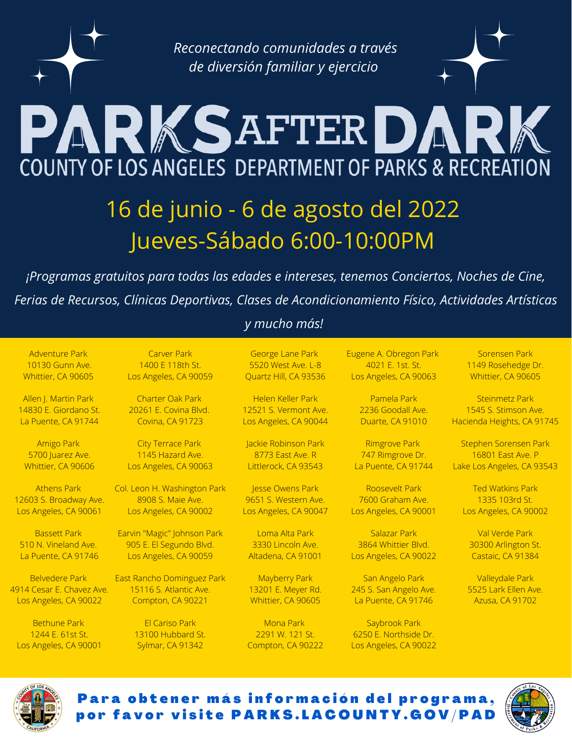*Reconectando comunidades a través de diversión familiar y ejercicio*

# PARKS AFTER DARK

## COUNTY OF LOS ANGELES DEPARTMENT OF PARKS & RECREATION

## 16 de junio - 6 de agosto del 2022
## Jueves-Sábado 6:00-10:00PM

*¡Programas gratuitos para todas las edades e intereses, tenemos Conciertos, Noches de Cine, Ferias de Recursos, Clínicas Deportivas, Clases de Acondicionamiento Físico, Actividades Artísticas y mucho más!*

Adventure Park
10130 Gunn Ave.
Whittier, CA 90605

Allen J. Martin Park
14830 E. Giordano St.
La Puente, CA 91744

Amigo Park
5700 Juarez Ave.
Whittier, CA 90606

Athens Park
12603 S. Broadway Ave.
Los Angeles, CA 90061

Bassett Park
510 N. Vineland Ave.
La Puente, CA 91746

Belvedere Park
4914 Cesar E. Chavez Ave.
Los Angeles, CA 90022

Bethune Park
1244 E. 61st St.
Los Angeles, CA 90001

Carver Park
1400 E 118th St.
Los Angeles, CA 90059

Charter Oak Park
20261 E. Covina Blvd.
Covina, CA 91723

City Terrace Park
1145 Hazard Ave.
Los Angeles, CA 90063

Col. Leon H. Washington Park
8908 S. Maie Ave.
Los Angeles, CA 90002

Earvin "Magic" Johnson Park
905 E. El Segundo Blvd.
Los Angeles, CA 90059

East Rancho Dominguez Park
15116 S. Atlantic Ave.
Compton, CA 90221

El Cariso Park
13100 Hubbard St.
Sylmar, CA 91342

George Lane Park
5520 West Ave. L-8
Quartz Hill, CA 93536

Helen Keller Park
12521 S. Vermont Ave.
Los Angeles, CA 90044

Jackie Robinson Park
8773 East Ave. R
Littlerock, CA 93543

Jesse Owens Park
9651 S. Western Ave.
Los Angeles, CA 90047

Loma Alta Park
3330 Lincoln Ave.
Altadena, CA 91001

Mayberry Park
13201 E. Meyer Rd.
Whittier, CA 90605

Mona Park
2291 W. 121 St.
Compton, CA 90222

Eugene A. Obregon Park
4021 E. 1st. St.
Los Angeles, CA 90063

Pamela Park
2236 Goodall Ave.
Duarte, CA 91010

Rimgrove Park
747 Rimgrove Dr.
La Puente, CA 91744

Roosevelt Park
7600 Graham Ave.
Los Angeles, CA 90001

Salazar Park
3864 Whittier Blvd.
Los Angeles, CA 90022

San Angelo Park
245 S. San Angelo Ave.
La Puente, CA 91746

Saybrook Park
6250 E. Northside Dr.
Los Angeles, CA 90022

Sorensen Park
1149 Rosehedge Dr.
Whittier, CA 90605

Steinmetz Park
1545 S. Stimson Ave.
Hacienda Heights, CA 91745

Stephen Sorensen Park
16801 East Ave. P
Lake Los Angeles, CA 93543

Ted Watkins Park
1335 103rd St.
Los Angeles, CA 90002

Val Verde Park
30300 Arlington St.
Castaic, CA 91384

Valleydale Park
5525 Lark Ellen Ave.
Azusa, CA 91702

**Para obtener más información del programa, por favor visite PARKS.LACOUNTY.GOV/PAD**